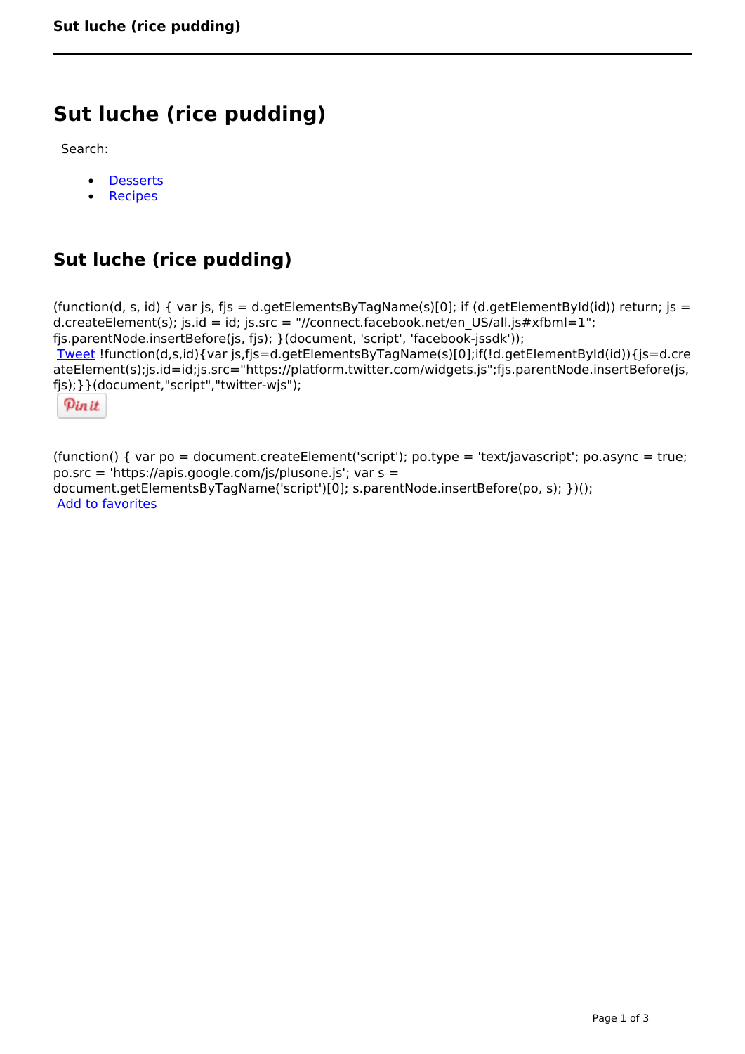# Sut luche (rice pudding)

Search:

- Desserts
- Recipes

## Sut luche (rice pudding)

```
(function(d, s, id) { var js, fjs = d.getElementsByTagName(s)[0]; if (d.getElementById(id)) return; js = d.createElement(s); js.id = id; js.src = "//connect.facebook.net/en_US/all.js#xfbml=1"; fjs.parentNode.insertBefore(js, fjs); }(document, 'script', 'facebook-jssdk'));
```

Tweet

```
!function(d,s,id){var js,fjs=d.getElementsByTagName(s)[0];if(!d.getElementById(id)){js=d.createElement(s);js.id=id;js.src="https://platform.twitter.com/widgets.js";fjs.parentNode.insertBefore(js,fjs);}}(document,"script","twitter-wjs");
```

Pin it

```
(function() { var po = document.createElement('script'); po.type = 'text/javascript'; po.async = true; po.src = 'https://apis.google.com/js/plusone.js'; var s = document.getElementsByTagName('script')[0]; s.parentNode.insertBefore(po, s); })();
```

Add to favorites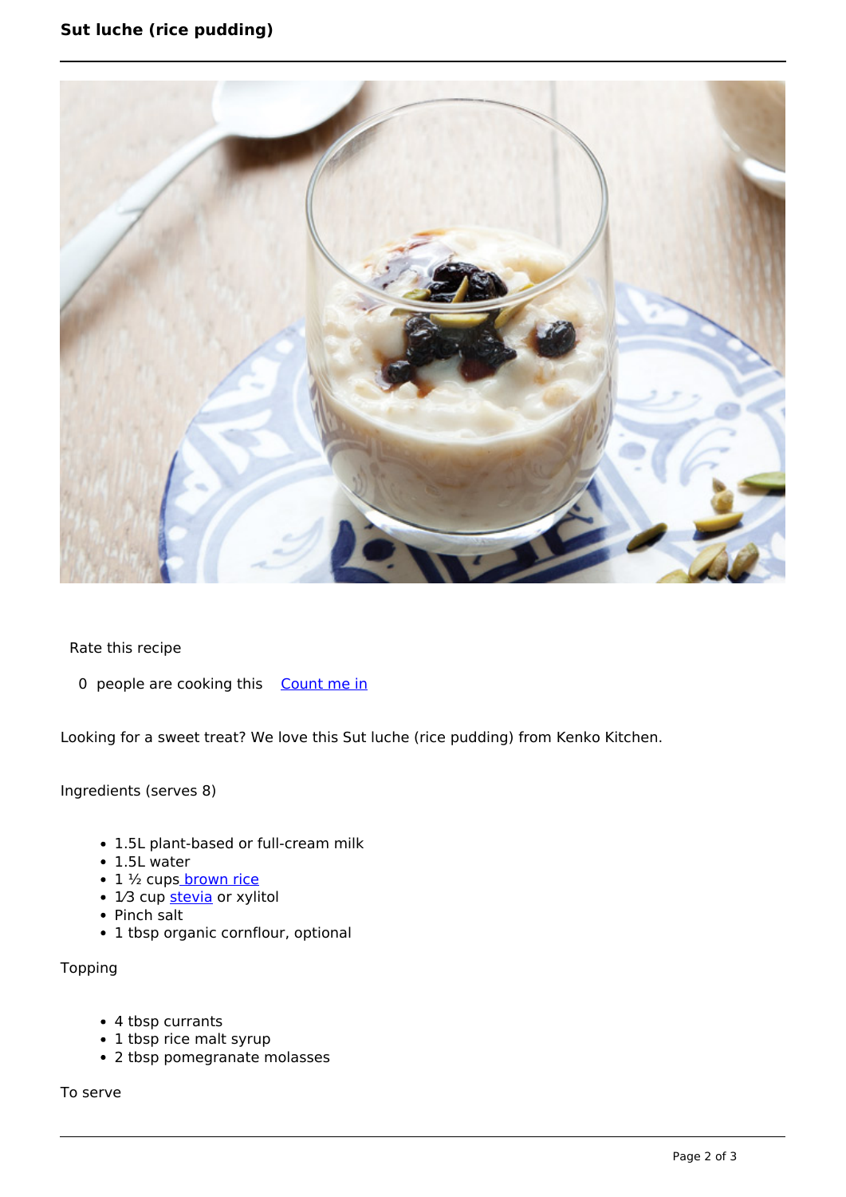# Sut luche (rice pudding)

Rate this recipe

0 people are cooking this Count me in

Looking for a sweet treat? We love this Sut luche (rice pudding) from Kenko Kitchen.

Ingredients (serves 8)

- 1.5L plant-based or full-cream milk
- 1.5L water
- 1 ½ cups brown rice
- 1⁄3 cup stevia or xylitol
- Pinch salt
- 1 tbsp organic cornflour, optional

Topping

- 4 tbsp currants
- 1 tbsp rice malt syrup
- 2 tbsp pomegranate molasses

To serve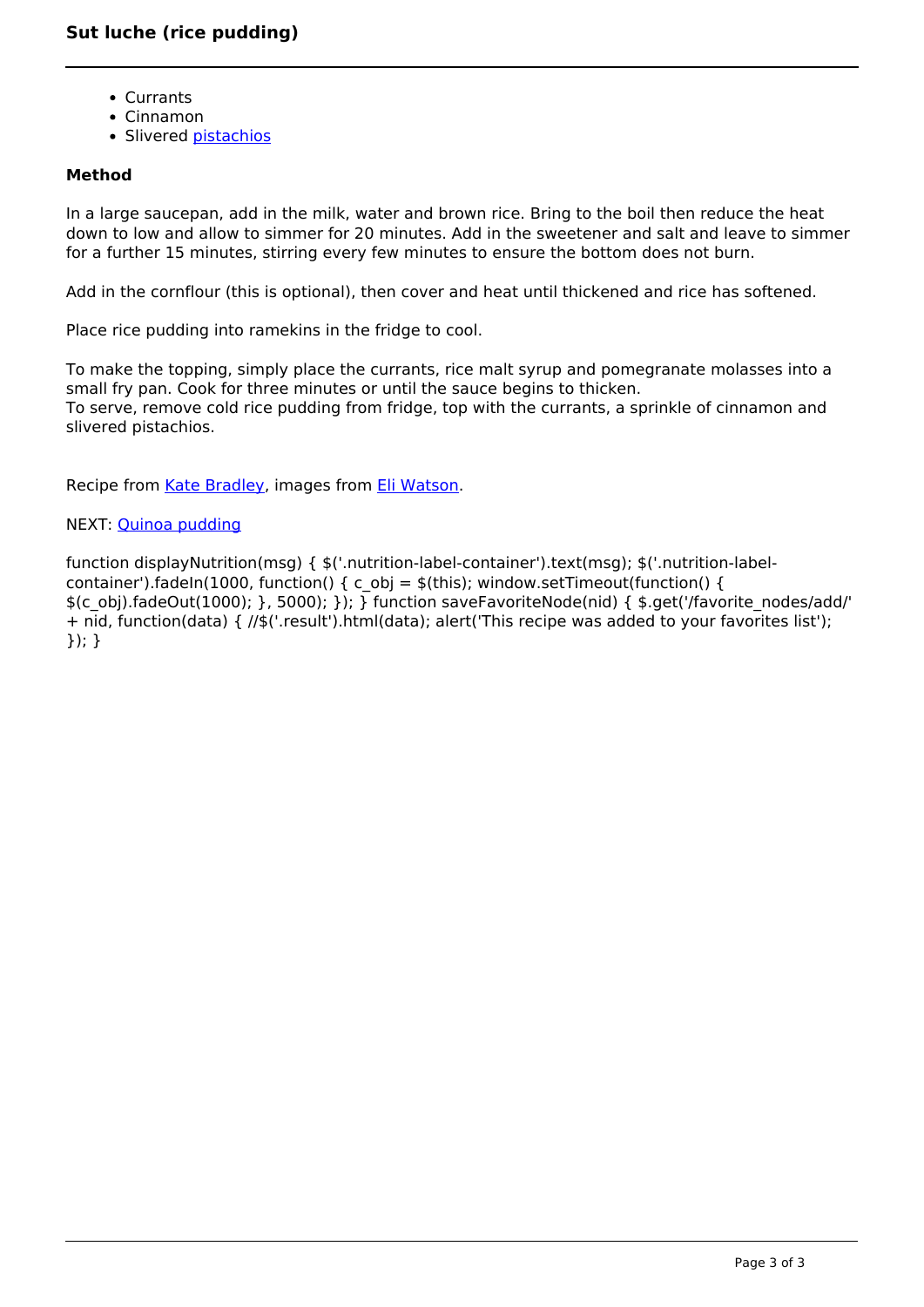- Currants
- Cinnamon
- Slivered pistachios

**Method**

In a large saucepan, add in the milk, water and brown rice. Bring to the boil then reduce the heat down to low and allow to simmer for 20 minutes. Add in the sweetener and salt and leave to simmer for a further 15 minutes, stirring every few minutes to ensure the bottom does not burn.

Add in the cornflour (this is optional), then cover and heat until thickened and rice has softened.

Place rice pudding into ramekins in the fridge to cool.

To make the topping, simply place the currants, rice malt syrup and pomegranate molasses into a small fry pan. Cook for three minutes or until the sauce begins to thicken.
To serve, remove cold rice pudding from fridge, top with the currants, a sprinkle of cinnamon and slivered pistachios.

Recipe from Kate Bradley, images from Eli Watson.

NEXT: Quinoa pudding

```
function displayNutrition(msg) { $('.nutrition-label-container').text(msg); $('.nutrition-label-container').fadeIn(1000, function() { c_obj = $(this); window.setTimeout(function() { $(c_obj).fadeOut(1000); }, 5000); }); } function saveFavoriteNode(nid) { $.get('/favorite_nodes/add/' + nid, function(data) { //$('.result').html(data); alert('This recipe was added to your favorites list'); }); }
```